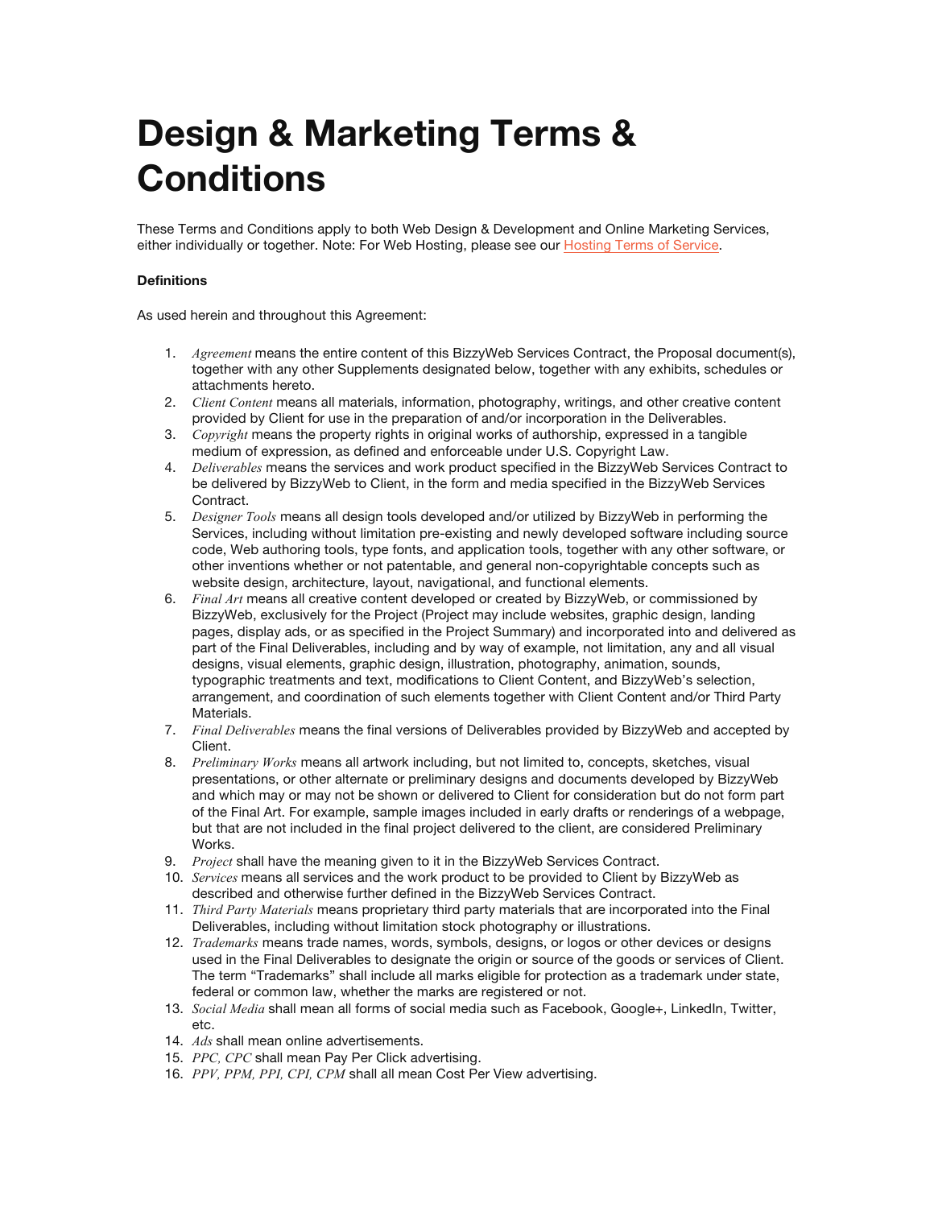# Design & Marketing Terms & Conditions

These Terms and Conditions apply to both Web Design & Development and Online Marketing Services, either individually or together. Note: For Web Hosting, please see our [Hosting Terms of Service]().

**Definitions**

As used herein and throughout this Agreement:

1. *Agreement* means the entire content of this BizzyWeb Services Contract, the Proposal document(s), together with any other Supplements designated below, together with any exhibits, schedules or attachments hereto.
2. *Client Content* means all materials, information, photography, writings, and other creative content provided by Client for use in the preparation of and/or incorporation in the Deliverables.
3. *Copyright* means the property rights in original works of authorship, expressed in a tangible medium of expression, as defined and enforceable under U.S. Copyright Law.
4. *Deliverables* means the services and work product specified in the BizzyWeb Services Contract to be delivered by BizzyWeb to Client, in the form and media specified in the BizzyWeb Services Contract.
5. *Designer Tools* means all design tools developed and/or utilized by BizzyWeb in performing the Services, including without limitation pre-existing and newly developed software including source code, Web authoring tools, type fonts, and application tools, together with any other software, or other inventions whether or not patentable, and general non-copyrightable concepts such as website design, architecture, layout, navigational, and functional elements.
6. *Final Art* means all creative content developed or created by BizzyWeb, or commissioned by BizzyWeb, exclusively for the Project (Project may include websites, graphic design, landing pages, display ads, or as specified in the Project Summary) and incorporated into and delivered as part of the Final Deliverables, including and by way of example, not limitation, any and all visual designs, visual elements, graphic design, illustration, photography, animation, sounds, typographic treatments and text, modifications to Client Content, and BizzyWeb's selection, arrangement, and coordination of such elements together with Client Content and/or Third Party Materials.
7. *Final Deliverables* means the final versions of Deliverables provided by BizzyWeb and accepted by Client.
8. *Preliminary Works* means all artwork including, but not limited to, concepts, sketches, visual presentations, or other alternate or preliminary designs and documents developed by BizzyWeb and which may or may not be shown or delivered to Client for consideration but do not form part of the Final Art. For example, sample images included in early drafts or renderings of a webpage, but that are not included in the final project delivered to the client, are considered Preliminary Works.
9. *Project* shall have the meaning given to it in the BizzyWeb Services Contract.
10. *Services* means all services and the work product to be provided to Client by BizzyWeb as described and otherwise further defined in the BizzyWeb Services Contract.
11. *Third Party Materials* means proprietary third party materials that are incorporated into the Final Deliverables, including without limitation stock photography or illustrations.
12. *Trademarks* means trade names, words, symbols, designs, or logos or other devices or designs used in the Final Deliverables to designate the origin or source of the goods or services of Client. The term "Trademarks" shall include all marks eligible for protection as a trademark under state, federal or common law, whether the marks are registered or not.
13. *Social Media* shall mean all forms of social media such as Facebook, Google+, LinkedIn, Twitter, etc.
14. *Ads* shall mean online advertisements.
15. *PPC, CPC* shall mean Pay Per Click advertising.
16. *PPV, PPM, PPI, CPI, CPM* shall all mean Cost Per View advertising.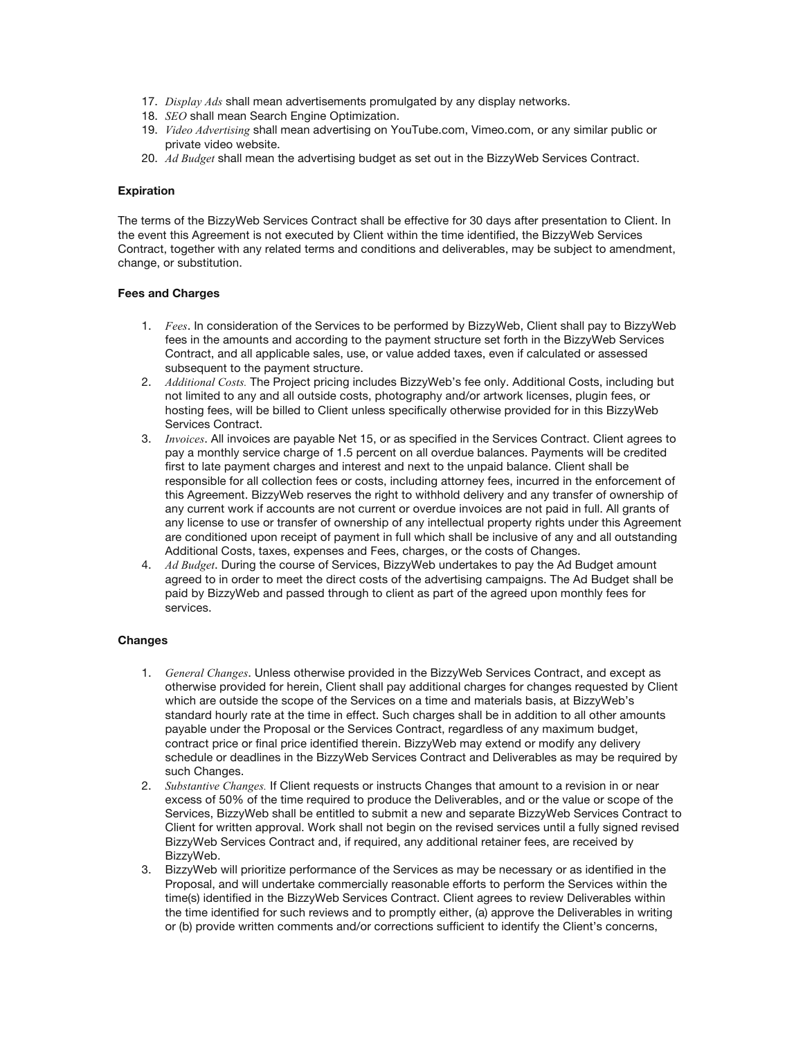17. *Display Ads* shall mean advertisements promulgated by any display networks.
18. *SEO* shall mean Search Engine Optimization.
19. *Video Advertising* shall mean advertising on YouTube.com, Vimeo.com, or any similar public or private video website.
20. *Ad Budget* shall mean the advertising budget as set out in the BizzyWeb Services Contract.

**Expiration**

The terms of the BizzyWeb Services Contract shall be effective for 30 days after presentation to Client. In the event this Agreement is not executed by Client within the time identified, the BizzyWeb Services Contract, together with any related terms and conditions and deliverables, may be subject to amendment, change, or substitution.

**Fees and Charges**

1. *Fees*. In consideration of the Services to be performed by BizzyWeb, Client shall pay to BizzyWeb fees in the amounts and according to the payment structure set forth in the BizzyWeb Services Contract, and all applicable sales, use, or value added taxes, even if calculated or assessed subsequent to the payment structure.
2. *Additional Costs.* The Project pricing includes BizzyWeb's fee only. Additional Costs, including but not limited to any and all outside costs, photography and/or artwork licenses, plugin fees, or hosting fees, will be billed to Client unless specifically otherwise provided for in this BizzyWeb Services Contract.
3. *Invoices*. All invoices are payable Net 15, or as specified in the Services Contract. Client agrees to pay a monthly service charge of 1.5 percent on all overdue balances. Payments will be credited first to late payment charges and interest and next to the unpaid balance. Client shall be responsible for all collection fees or costs, including attorney fees, incurred in the enforcement of this Agreement. BizzyWeb reserves the right to withhold delivery and any transfer of ownership of any current work if accounts are not current or overdue invoices are not paid in full. All grants of any license to use or transfer of ownership of any intellectual property rights under this Agreement are conditioned upon receipt of payment in full which shall be inclusive of any and all outstanding Additional Costs, taxes, expenses and Fees, charges, or the costs of Changes.
4. *Ad Budget*. During the course of Services, BizzyWeb undertakes to pay the Ad Budget amount agreed to in order to meet the direct costs of the advertising campaigns. The Ad Budget shall be paid by BizzyWeb and passed through to client as part of the agreed upon monthly fees for services.

**Changes**

1. *General Changes*. Unless otherwise provided in the BizzyWeb Services Contract, and except as otherwise provided for herein, Client shall pay additional charges for changes requested by Client which are outside the scope of the Services on a time and materials basis, at BizzyWeb's standard hourly rate at the time in effect. Such charges shall be in addition to all other amounts payable under the Proposal or the Services Contract, regardless of any maximum budget, contract price or final price identified therein. BizzyWeb may extend or modify any delivery schedule or deadlines in the BizzyWeb Services Contract and Deliverables as may be required by such Changes.
2. *Substantive Changes.* If Client requests or instructs Changes that amount to a revision in or near excess of 50% of the time required to produce the Deliverables, and or the value or scope of the Services, BizzyWeb shall be entitled to submit a new and separate BizzyWeb Services Contract to Client for written approval. Work shall not begin on the revised services until a fully signed revised BizzyWeb Services Contract and, if required, any additional retainer fees, are received by BizzyWeb.
3. BizzyWeb will prioritize performance of the Services as may be necessary or as identified in the Proposal, and will undertake commercially reasonable efforts to perform the Services within the time(s) identified in the BizzyWeb Services Contract. Client agrees to review Deliverables within the time identified for such reviews and to promptly either, (a) approve the Deliverables in writing or (b) provide written comments and/or corrections sufficient to identify the Client's concerns,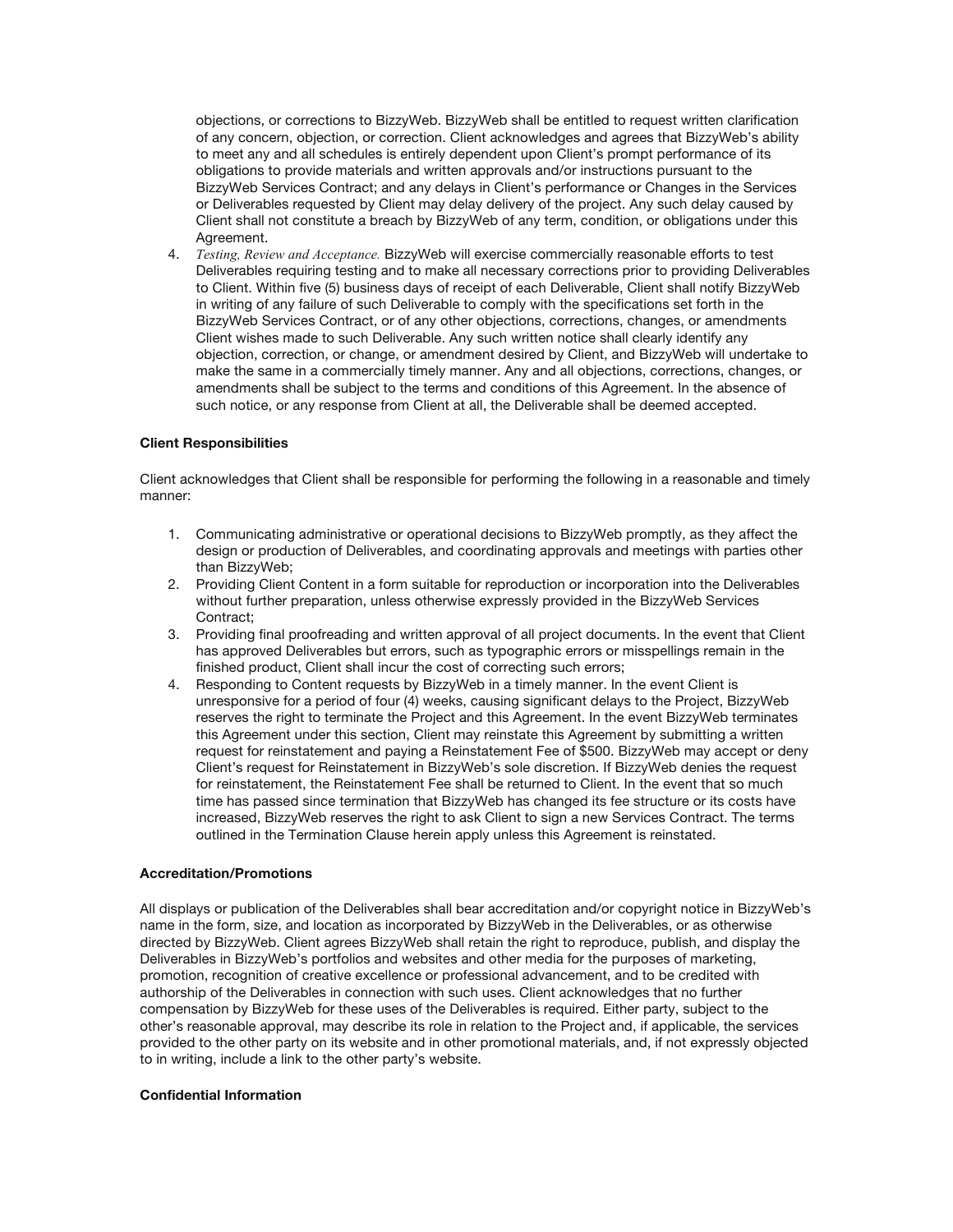objections, or corrections to BizzyWeb. BizzyWeb shall be entitled to request written clarification of any concern, objection, or correction. Client acknowledges and agrees that BizzyWeb's ability to meet any and all schedules is entirely dependent upon Client's prompt performance of its obligations to provide materials and written approvals and/or instructions pursuant to the BizzyWeb Services Contract; and any delays in Client's performance or Changes in the Services or Deliverables requested by Client may delay delivery of the project. Any such delay caused by Client shall not constitute a breach by BizzyWeb of any term, condition, or obligations under this Agreement.

4. *Testing, Review and Acceptance.* BizzyWeb will exercise commercially reasonable efforts to test Deliverables requiring testing and to make all necessary corrections prior to providing Deliverables to Client. Within five (5) business days of receipt of each Deliverable, Client shall notify BizzyWeb in writing of any failure of such Deliverable to comply with the specifications set forth in the BizzyWeb Services Contract, or of any other objections, corrections, changes, or amendments Client wishes made to such Deliverable. Any such written notice shall clearly identify any objection, correction, or change, or amendment desired by Client, and BizzyWeb will undertake to make the same in a commercially timely manner. Any and all objections, corrections, changes, or amendments shall be subject to the terms and conditions of this Agreement. In the absence of such notice, or any response from Client at all, the Deliverable shall be deemed accepted.

**Client Responsibilities**

Client acknowledges that Client shall be responsible for performing the following in a reasonable and timely manner:

1. Communicating administrative or operational decisions to BizzyWeb promptly, as they affect the design or production of Deliverables, and coordinating approvals and meetings with parties other than BizzyWeb;
2. Providing Client Content in a form suitable for reproduction or incorporation into the Deliverables without further preparation, unless otherwise expressly provided in the BizzyWeb Services Contract;
3. Providing final proofreading and written approval of all project documents. In the event that Client has approved Deliverables but errors, such as typographic errors or misspellings remain in the finished product, Client shall incur the cost of correcting such errors;
4. Responding to Content requests by BizzyWeb in a timely manner. In the event Client is unresponsive for a period of four (4) weeks, causing significant delays to the Project, BizzyWeb reserves the right to terminate the Project and this Agreement. In the event BizzyWeb terminates this Agreement under this section, Client may reinstate this Agreement by submitting a written request for reinstatement and paying a Reinstatement Fee of $500. BizzyWeb may accept or deny Client's request for Reinstatement in BizzyWeb's sole discretion. If BizzyWeb denies the request for reinstatement, the Reinstatement Fee shall be returned to Client. In the event that so much time has passed since termination that BizzyWeb has changed its fee structure or its costs have increased, BizzyWeb reserves the right to ask Client to sign a new Services Contract. The terms outlined in the Termination Clause herein apply unless this Agreement is reinstated.

**Accreditation/Promotions**

All displays or publication of the Deliverables shall bear accreditation and/or copyright notice in BizzyWeb's name in the form, size, and location as incorporated by BizzyWeb in the Deliverables, or as otherwise directed by BizzyWeb. Client agrees BizzyWeb shall retain the right to reproduce, publish, and display the Deliverables in BizzyWeb's portfolios and websites and other media for the purposes of marketing, promotion, recognition of creative excellence or professional advancement, and to be credited with authorship of the Deliverables in connection with such uses. Client acknowledges that no further compensation by BizzyWeb for these uses of the Deliverables is required. Either party, subject to the other's reasonable approval, may describe its role in relation to the Project and, if applicable, the services provided to the other party on its website and in other promotional materials, and, if not expressly objected to in writing, include a link to the other party's website.

**Confidential Information**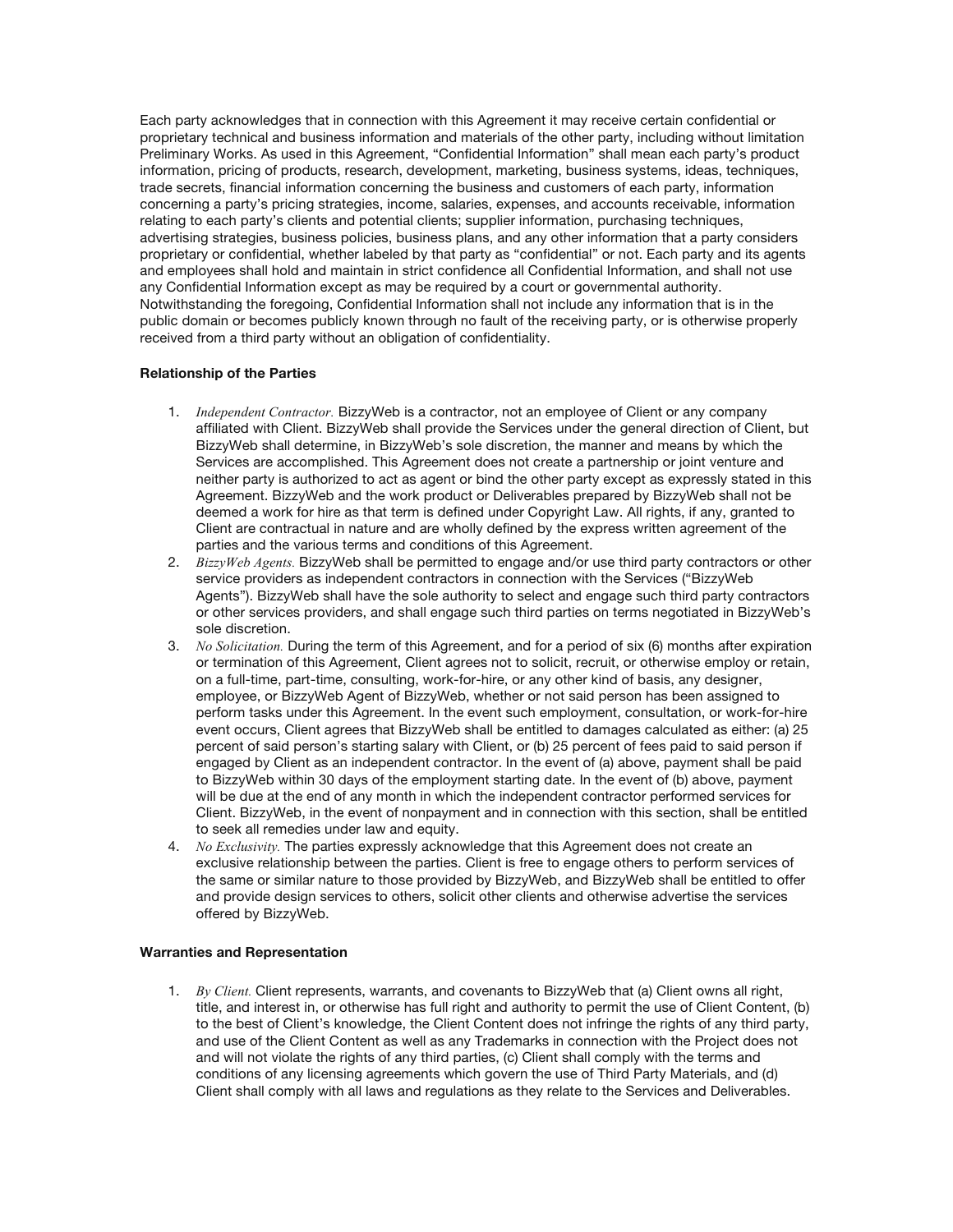Each party acknowledges that in connection with this Agreement it may receive certain confidential or proprietary technical and business information and materials of the other party, including without limitation Preliminary Works. As used in this Agreement, "Confidential Information" shall mean each party's product information, pricing of products, research, development, marketing, business systems, ideas, techniques, trade secrets, financial information concerning the business and customers of each party, information concerning a party's pricing strategies, income, salaries, expenses, and accounts receivable, information relating to each party's clients and potential clients; supplier information, purchasing techniques, advertising strategies, business policies, business plans, and any other information that a party considers proprietary or confidential, whether labeled by that party as "confidential" or not. Each party and its agents and employees shall hold and maintain in strict confidence all Confidential Information, and shall not use any Confidential Information except as may be required by a court or governmental authority. Notwithstanding the foregoing, Confidential Information shall not include any information that is in the public domain or becomes publicly known through no fault of the receiving party, or is otherwise properly received from a third party without an obligation of confidentiality.

**Relationship of the Parties**

1. *Independent Contractor.* BizzyWeb is a contractor, not an employee of Client or any company affiliated with Client. BizzyWeb shall provide the Services under the general direction of Client, but BizzyWeb shall determine, in BizzyWeb's sole discretion, the manner and means by which the Services are accomplished. This Agreement does not create a partnership or joint venture and neither party is authorized to act as agent or bind the other party except as expressly stated in this Agreement. BizzyWeb and the work product or Deliverables prepared by BizzyWeb shall not be deemed a work for hire as that term is defined under Copyright Law. All rights, if any, granted to Client are contractual in nature and are wholly defined by the express written agreement of the parties and the various terms and conditions of this Agreement.
2. *BizzyWeb Agents.* BizzyWeb shall be permitted to engage and/or use third party contractors or other service providers as independent contractors in connection with the Services ("BizzyWeb Agents"). BizzyWeb shall have the sole authority to select and engage such third party contractors or other services providers, and shall engage such third parties on terms negotiated in BizzyWeb's sole discretion.
3. *No Solicitation.* During the term of this Agreement, and for a period of six (6) months after expiration or termination of this Agreement, Client agrees not to solicit, recruit, or otherwise employ or retain, on a full-time, part-time, consulting, work-for-hire, or any other kind of basis, any designer, employee, or BizzyWeb Agent of BizzyWeb, whether or not said person has been assigned to perform tasks under this Agreement. In the event such employment, consultation, or work-for-hire event occurs, Client agrees that BizzyWeb shall be entitled to damages calculated as either: (a) 25 percent of said person's starting salary with Client, or (b) 25 percent of fees paid to said person if engaged by Client as an independent contractor. In the event of (a) above, payment shall be paid to BizzyWeb within 30 days of the employment starting date. In the event of (b) above, payment will be due at the end of any month in which the independent contractor performed services for Client. BizzyWeb, in the event of nonpayment and in connection with this section, shall be entitled to seek all remedies under law and equity.
4. *No Exclusivity.* The parties expressly acknowledge that this Agreement does not create an exclusive relationship between the parties. Client is free to engage others to perform services of the same or similar nature to those provided by BizzyWeb, and BizzyWeb shall be entitled to offer and provide design services to others, solicit other clients and otherwise advertise the services offered by BizzyWeb.

**Warranties and Representation**

1. *By Client.* Client represents, warrants, and covenants to BizzyWeb that (a) Client owns all right, title, and interest in, or otherwise has full right and authority to permit the use of Client Content, (b) to the best of Client's knowledge, the Client Content does not infringe the rights of any third party, and use of the Client Content as well as any Trademarks in connection with the Project does not and will not violate the rights of any third parties, (c) Client shall comply with the terms and conditions of any licensing agreements which govern the use of Third Party Materials, and (d) Client shall comply with all laws and regulations as they relate to the Services and Deliverables.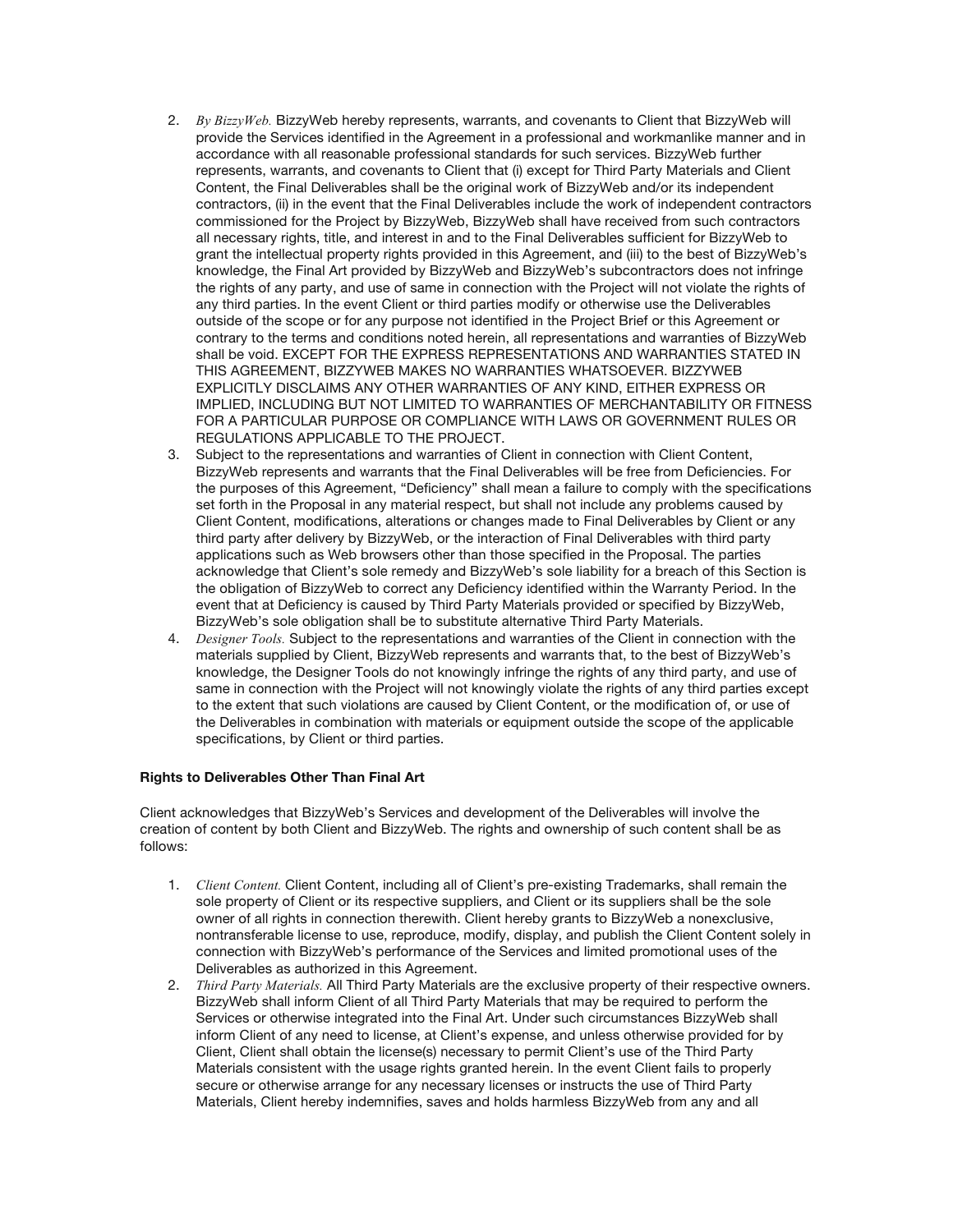2. *By BizzyWeb.* BizzyWeb hereby represents, warrants, and covenants to Client that BizzyWeb will provide the Services identified in the Agreement in a professional and workmanlike manner and in accordance with all reasonable professional standards for such services. BizzyWeb further represents, warrants, and covenants to Client that (i) except for Third Party Materials and Client Content, the Final Deliverables shall be the original work of BizzyWeb and/or its independent contractors, (ii) in the event that the Final Deliverables include the work of independent contractors commissioned for the Project by BizzyWeb, BizzyWeb shall have received from such contractors all necessary rights, title, and interest in and to the Final Deliverables sufficient for BizzyWeb to grant the intellectual property rights provided in this Agreement, and (iii) to the best of BizzyWeb's knowledge, the Final Art provided by BizzyWeb and BizzyWeb's subcontractors does not infringe the rights of any party, and use of same in connection with the Project will not violate the rights of any third parties. In the event Client or third parties modify or otherwise use the Deliverables outside of the scope or for any purpose not identified in the Project Brief or this Agreement or contrary to the terms and conditions noted herein, all representations and warranties of BizzyWeb shall be void. EXCEPT FOR THE EXPRESS REPRESENTATIONS AND WARRANTIES STATED IN THIS AGREEMENT, BIZZYWEB MAKES NO WARRANTIES WHATSOEVER. BIZZYWEB EXPLICITLY DISCLAIMS ANY OTHER WARRANTIES OF ANY KIND, EITHER EXPRESS OR IMPLIED, INCLUDING BUT NOT LIMITED TO WARRANTIES OF MERCHANTABILITY OR FITNESS FOR A PARTICULAR PURPOSE OR COMPLIANCE WITH LAWS OR GOVERNMENT RULES OR REGULATIONS APPLICABLE TO THE PROJECT.
3. Subject to the representations and warranties of Client in connection with Client Content, BizzyWeb represents and warrants that the Final Deliverables will be free from Deficiencies. For the purposes of this Agreement, "Deficiency" shall mean a failure to comply with the specifications set forth in the Proposal in any material respect, but shall not include any problems caused by Client Content, modifications, alterations or changes made to Final Deliverables by Client or any third party after delivery by BizzyWeb, or the interaction of Final Deliverables with third party applications such as Web browsers other than those specified in the Proposal. The parties acknowledge that Client's sole remedy and BizzyWeb's sole liability for a breach of this Section is the obligation of BizzyWeb to correct any Deficiency identified within the Warranty Period. In the event that at Deficiency is caused by Third Party Materials provided or specified by BizzyWeb, BizzyWeb's sole obligation shall be to substitute alternative Third Party Materials.
4. *Designer Tools.* Subject to the representations and warranties of the Client in connection with the materials supplied by Client, BizzyWeb represents and warrants that, to the best of BizzyWeb's knowledge, the Designer Tools do not knowingly infringe the rights of any third party, and use of same in connection with the Project will not knowingly violate the rights of any third parties except to the extent that such violations are caused by Client Content, or the modification of, or use of the Deliverables in combination with materials or equipment outside the scope of the applicable specifications, by Client or third parties.

**Rights to Deliverables Other Than Final Art**

Client acknowledges that BizzyWeb's Services and development of the Deliverables will involve the creation of content by both Client and BizzyWeb. The rights and ownership of such content shall be as follows:

1. *Client Content.* Client Content, including all of Client's pre-existing Trademarks, shall remain the sole property of Client or its respective suppliers, and Client or its suppliers shall be the sole owner of all rights in connection therewith. Client hereby grants to BizzyWeb a nonexclusive, nontransferable license to use, reproduce, modify, display, and publish the Client Content solely in connection with BizzyWeb's performance of the Services and limited promotional uses of the Deliverables as authorized in this Agreement.
2. *Third Party Materials.* All Third Party Materials are the exclusive property of their respective owners. BizzyWeb shall inform Client of all Third Party Materials that may be required to perform the Services or otherwise integrated into the Final Art. Under such circumstances BizzyWeb shall inform Client of any need to license, at Client's expense, and unless otherwise provided for by Client, Client shall obtain the license(s) necessary to permit Client's use of the Third Party Materials consistent with the usage rights granted herein. In the event Client fails to properly secure or otherwise arrange for any necessary licenses or instructs the use of Third Party Materials, Client hereby indemnifies, saves and holds harmless BizzyWeb from any and all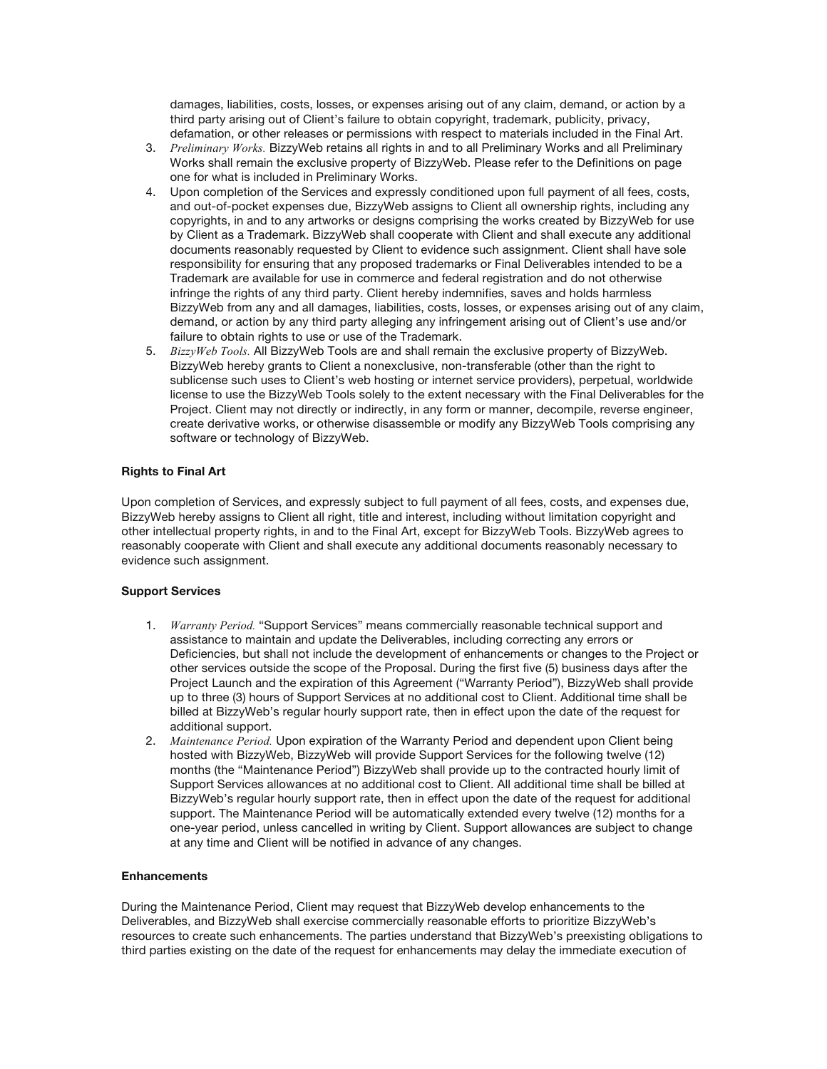damages, liabilities, costs, losses, or expenses arising out of any claim, demand, or action by a third party arising out of Client's failure to obtain copyright, trademark, publicity, privacy, defamation, or other releases or permissions with respect to materials included in the Final Art.

3. *Preliminary Works.* BizzyWeb retains all rights in and to all Preliminary Works and all Preliminary Works shall remain the exclusive property of BizzyWeb. Please refer to the Definitions on page one for what is included in Preliminary Works.
4. Upon completion of the Services and expressly conditioned upon full payment of all fees, costs, and out-of-pocket expenses due, BizzyWeb assigns to Client all ownership rights, including any copyrights, in and to any artworks or designs comprising the works created by BizzyWeb for use by Client as a Trademark. BizzyWeb shall cooperate with Client and shall execute any additional documents reasonably requested by Client to evidence such assignment. Client shall have sole responsibility for ensuring that any proposed trademarks or Final Deliverables intended to be a Trademark are available for use in commerce and federal registration and do not otherwise infringe the rights of any third party. Client hereby indemnifies, saves and holds harmless BizzyWeb from any and all damages, liabilities, costs, losses, or expenses arising out of any claim, demand, or action by any third party alleging any infringement arising out of Client's use and/or failure to obtain rights to use or use of the Trademark.
5. *BizzyWeb Tools.* All BizzyWeb Tools are and shall remain the exclusive property of BizzyWeb. BizzyWeb hereby grants to Client a nonexclusive, non-transferable (other than the right to sublicense such uses to Client's web hosting or internet service providers), perpetual, worldwide license to use the BizzyWeb Tools solely to the extent necessary with the Final Deliverables for the Project. Client may not directly or indirectly, in any form or manner, decompile, reverse engineer, create derivative works, or otherwise disassemble or modify any BizzyWeb Tools comprising any software or technology of BizzyWeb.

**Rights to Final Art**

Upon completion of Services, and expressly subject to full payment of all fees, costs, and expenses due, BizzyWeb hereby assigns to Client all right, title and interest, including without limitation copyright and other intellectual property rights, in and to the Final Art, except for BizzyWeb Tools. BizzyWeb agrees to reasonably cooperate with Client and shall execute any additional documents reasonably necessary to evidence such assignment.

**Support Services**

1. *Warranty Period.* "Support Services" means commercially reasonable technical support and assistance to maintain and update the Deliverables, including correcting any errors or Deficiencies, but shall not include the development of enhancements or changes to the Project or other services outside the scope of the Proposal. During the first five (5) business days after the Project Launch and the expiration of this Agreement ("Warranty Period"), BizzyWeb shall provide up to three (3) hours of Support Services at no additional cost to Client. Additional time shall be billed at BizzyWeb's regular hourly support rate, then in effect upon the date of the request for additional support.
2. *Maintenance Period.* Upon expiration of the Warranty Period and dependent upon Client being hosted with BizzyWeb, BizzyWeb will provide Support Services for the following twelve (12) months (the "Maintenance Period") BizzyWeb shall provide up to the contracted hourly limit of Support Services allowances at no additional cost to Client. All additional time shall be billed at BizzyWeb's regular hourly support rate, then in effect upon the date of the request for additional support. The Maintenance Period will be automatically extended every twelve (12) months for a one-year period, unless cancelled in writing by Client. Support allowances are subject to change at any time and Client will be notified in advance of any changes.

**Enhancements**

During the Maintenance Period, Client may request that BizzyWeb develop enhancements to the Deliverables, and BizzyWeb shall exercise commercially reasonable efforts to prioritize BizzyWeb's resources to create such enhancements. The parties understand that BizzyWeb's preexisting obligations to third parties existing on the date of the request for enhancements may delay the immediate execution of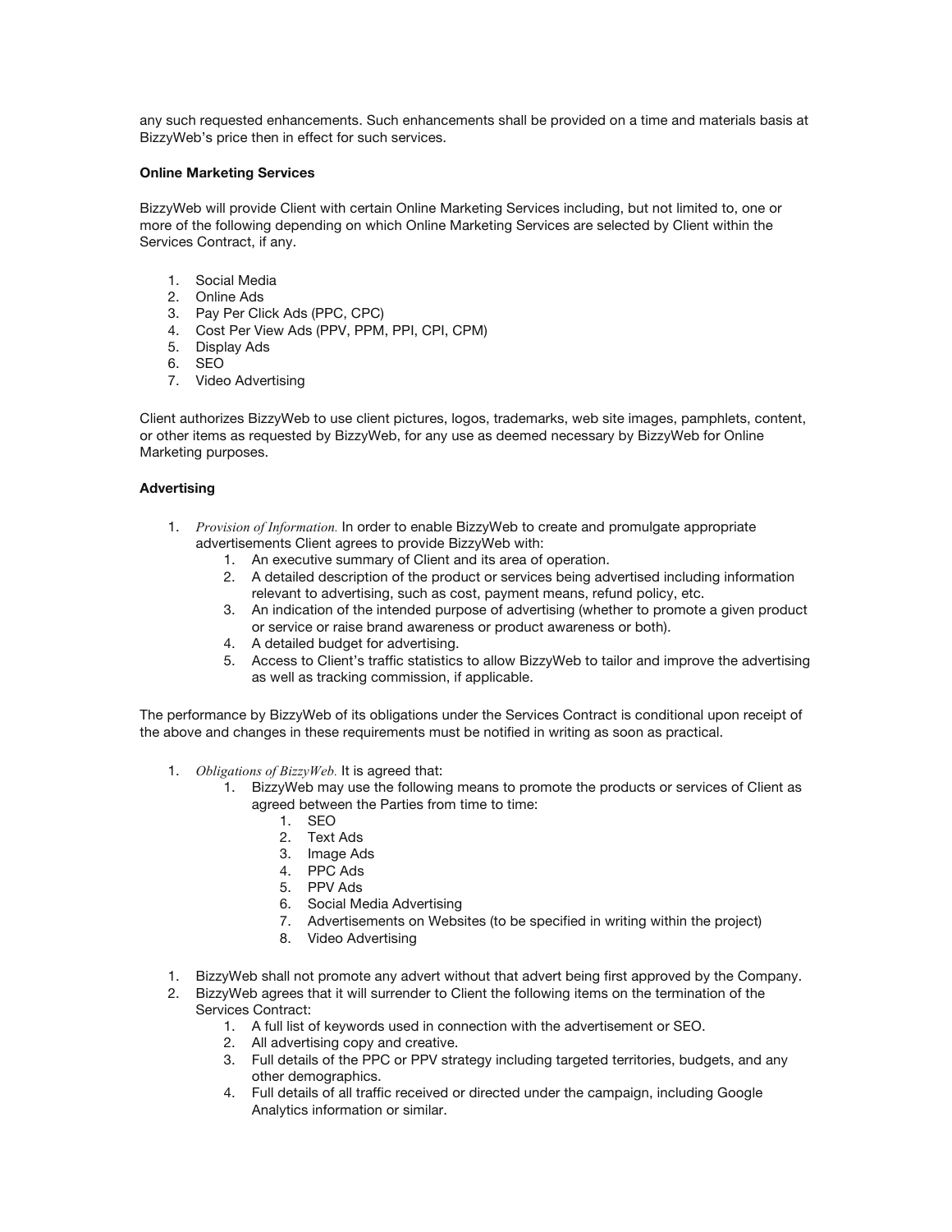any such requested enhancements. Such enhancements shall be provided on a time and materials basis at BizzyWeb's price then in effect for such services.

**Online Marketing Services**

BizzyWeb will provide Client with certain Online Marketing Services including, but not limited to, one or more of the following depending on which Online Marketing Services are selected by Client within the Services Contract, if any.

1. Social Media
2. Online Ads
3. Pay Per Click Ads (PPC, CPC)
4. Cost Per View Ads (PPV, PPM, PPI, CPI, CPM)
5. Display Ads
6. SEO
7. Video Advertising

Client authorizes BizzyWeb to use client pictures, logos, trademarks, web site images, pamphlets, content, or other items as requested by BizzyWeb, for any use as deemed necessary by BizzyWeb for Online Marketing purposes.

**Advertising**

1. *Provision of Information.* In order to enable BizzyWeb to create and promulgate appropriate advertisements Client agrees to provide BizzyWeb with:
    1. An executive summary of Client and its area of operation.
    2. A detailed description of the product or services being advertised including information relevant to advertising, such as cost, payment means, refund policy, etc.
    3. An indication of the intended purpose of advertising (whether to promote a given product or service or raise brand awareness or product awareness or both).
    4. A detailed budget for advertising.
    5. Access to Client's traffic statistics to allow BizzyWeb to tailor and improve the advertising as well as tracking commission, if applicable.

The performance by BizzyWeb of its obligations under the Services Contract is conditional upon receipt of the above and changes in these requirements must be notified in writing as soon as practical.

1. *Obligations of BizzyWeb.* It is agreed that:
    1. BizzyWeb may use the following means to promote the products or services of Client as agreed between the Parties from time to time:
        1. SEO
        2. Text Ads
        3. Image Ads
        4. PPC Ads
        5. PPV Ads
        6. Social Media Advertising
        7. Advertisements on Websites (to be specified in writing within the project)
        8. Video Advertising

1. BizzyWeb shall not promote any advert without that advert being first approved by the Company.
2. BizzyWeb agrees that it will surrender to Client the following items on the termination of the Services Contract:
    1. A full list of keywords used in connection with the advertisement or SEO.
    2. All advertising copy and creative.
    3. Full details of the PPC or PPV strategy including targeted territories, budgets, and any other demographics.
    4. Full details of all traffic received or directed under the campaign, including Google Analytics information or similar.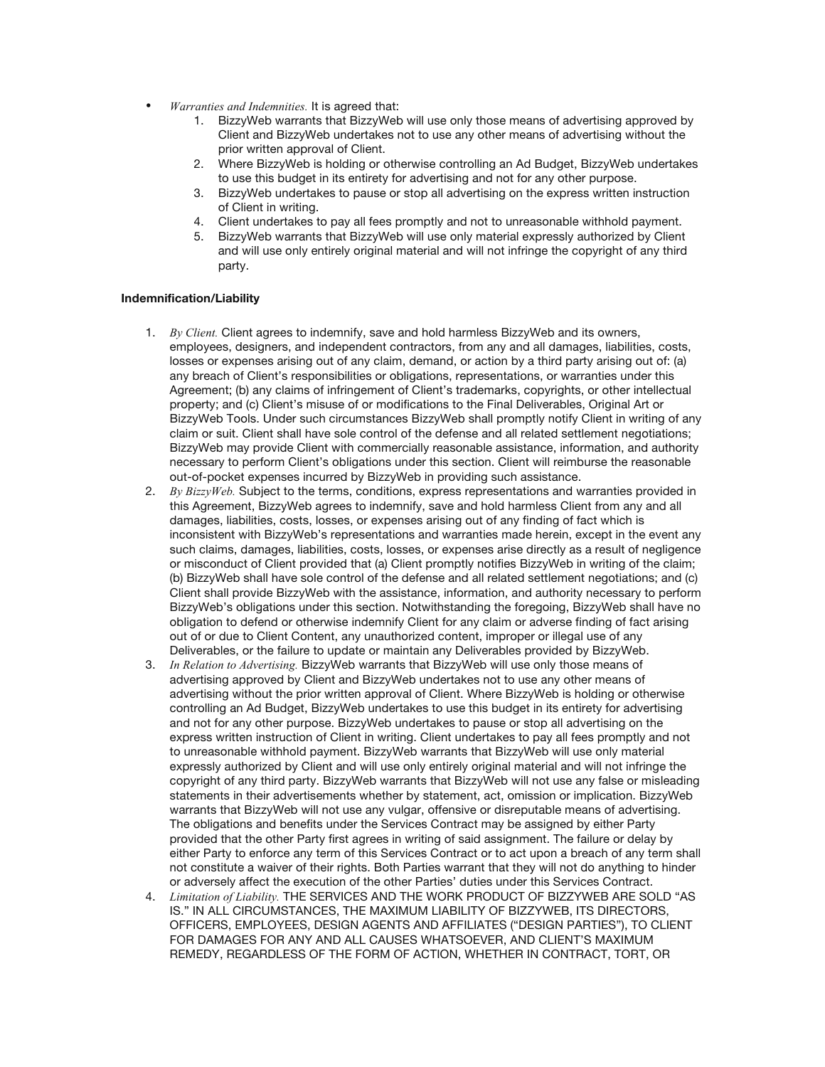- *Warranties and Indemnities.* It is agreed that:
    1. BizzyWeb warrants that BizzyWeb will use only those means of advertising approved by Client and BizzyWeb undertakes not to use any other means of advertising without the prior written approval of Client.
    2. Where BizzyWeb is holding or otherwise controlling an Ad Budget, BizzyWeb undertakes to use this budget in its entirety for advertising and not for any other purpose.
    3. BizzyWeb undertakes to pause or stop all advertising on the express written instruction of Client in writing.
    4. Client undertakes to pay all fees promptly and not to unreasonable withhold payment.
    5. BizzyWeb warrants that BizzyWeb will use only material expressly authorized by Client and will use only entirely original material and will not infringe the copyright of any third party.

**Indemnification/Liability**

1. *By Client.* Client agrees to indemnify, save and hold harmless BizzyWeb and its owners, employees, designers, and independent contractors, from any and all damages, liabilities, costs, losses or expenses arising out of any claim, demand, or action by a third party arising out of: (a) any breach of Client's responsibilities or obligations, representations, or warranties under this Agreement; (b) any claims of infringement of Client's trademarks, copyrights, or other intellectual property; and (c) Client's misuse of or modifications to the Final Deliverables, Original Art or BizzyWeb Tools. Under such circumstances BizzyWeb shall promptly notify Client in writing of any claim or suit. Client shall have sole control of the defense and all related settlement negotiations; BizzyWeb may provide Client with commercially reasonable assistance, information, and authority necessary to perform Client's obligations under this section. Client will reimburse the reasonable out-of-pocket expenses incurred by BizzyWeb in providing such assistance.
2. *By BizzyWeb.* Subject to the terms, conditions, express representations and warranties provided in this Agreement, BizzyWeb agrees to indemnify, save and hold harmless Client from any and all damages, liabilities, costs, losses, or expenses arising out of any finding of fact which is inconsistent with BizzyWeb's representations and warranties made herein, except in the event any such claims, damages, liabilities, costs, losses, or expenses arise directly as a result of negligence or misconduct of Client provided that (a) Client promptly notifies BizzyWeb in writing of the claim; (b) BizzyWeb shall have sole control of the defense and all related settlement negotiations; and (c) Client shall provide BizzyWeb with the assistance, information, and authority necessary to perform BizzyWeb's obligations under this section. Notwithstanding the foregoing, BizzyWeb shall have no obligation to defend or otherwise indemnify Client for any claim or adverse finding of fact arising out of or due to Client Content, any unauthorized content, improper or illegal use of any Deliverables, or the failure to update or maintain any Deliverables provided by BizzyWeb.
3. *In Relation to Advertising.* BizzyWeb warrants that BizzyWeb will use only those means of advertising approved by Client and BizzyWeb undertakes not to use any other means of advertising without the prior written approval of Client. Where BizzyWeb is holding or otherwise controlling an Ad Budget, BizzyWeb undertakes to use this budget in its entirety for advertising and not for any other purpose. BizzyWeb undertakes to pause or stop all advertising on the express written instruction of Client in writing. Client undertakes to pay all fees promptly and not to unreasonable withhold payment. BizzyWeb warrants that BizzyWeb will use only material expressly authorized by Client and will use only entirely original material and will not infringe the copyright of any third party. BizzyWeb warrants that BizzyWeb will not use any false or misleading statements in their advertisements whether by statement, act, omission or implication. BizzyWeb warrants that BizzyWeb will not use any vulgar, offensive or disreputable means of advertising. The obligations and benefits under the Services Contract may be assigned by either Party provided that the other Party first agrees in writing of said assignment. The failure or delay by either Party to enforce any term of this Services Contract or to act upon a breach of any term shall not constitute a waiver of their rights. Both Parties warrant that they will not do anything to hinder or adversely affect the execution of the other Parties' duties under this Services Contract.
4. *Limitation of Liability.* THE SERVICES AND THE WORK PRODUCT OF BIZZYWEB ARE SOLD "AS IS." IN ALL CIRCUMSTANCES, THE MAXIMUM LIABILITY OF BIZZYWEB, ITS DIRECTORS, OFFICERS, EMPLOYEES, DESIGN AGENTS AND AFFILIATES ("DESIGN PARTIES"), TO CLIENT FOR DAMAGES FOR ANY AND ALL CAUSES WHATSOEVER, AND CLIENT'S MAXIMUM REMEDY, REGARDLESS OF THE FORM OF ACTION, WHETHER IN CONTRACT, TORT, OR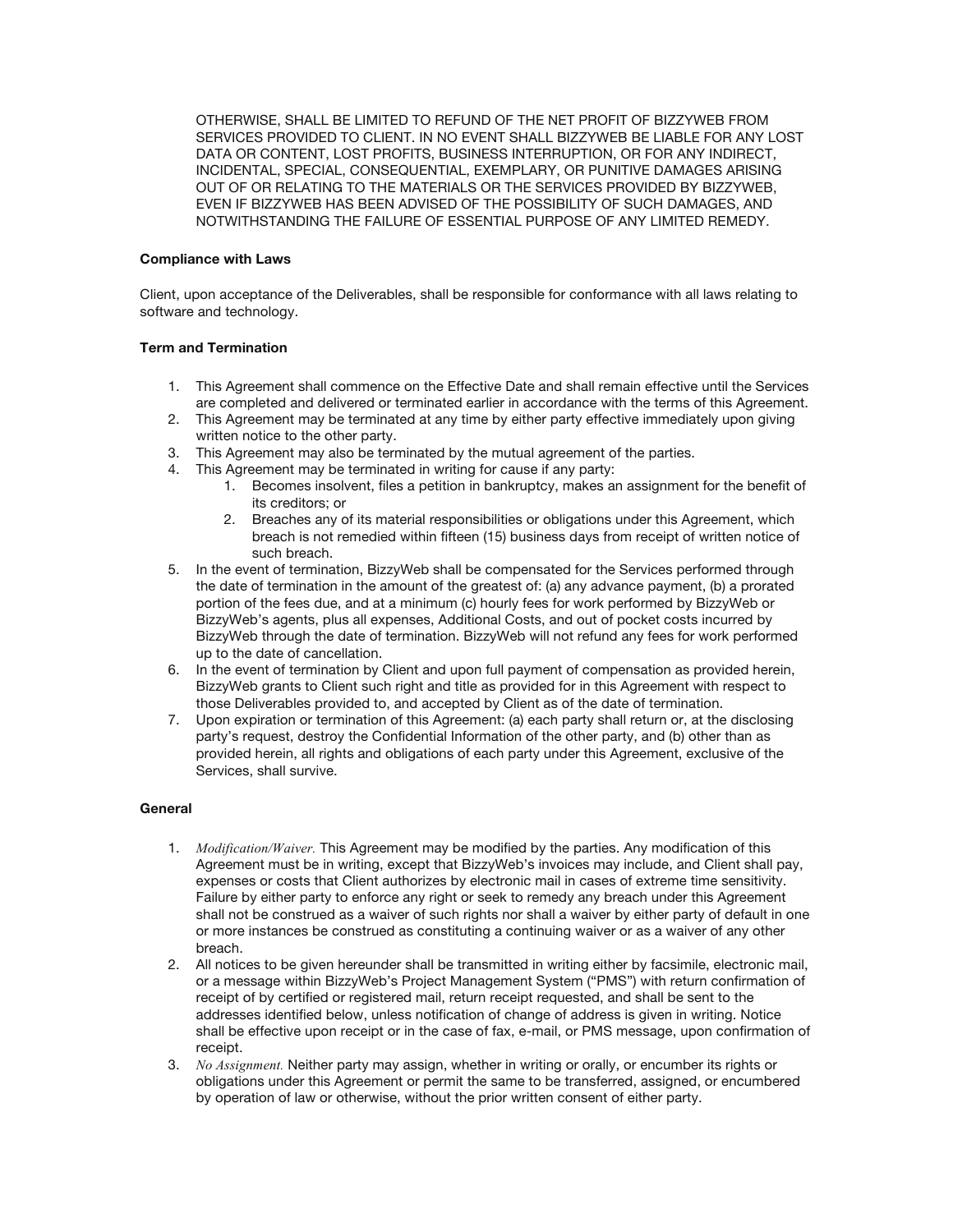OTHERWISE, SHALL BE LIMITED TO REFUND OF THE NET PROFIT OF BIZZYWEB FROM SERVICES PROVIDED TO CLIENT. IN NO EVENT SHALL BIZZYWEB BE LIABLE FOR ANY LOST DATA OR CONTENT, LOST PROFITS, BUSINESS INTERRUPTION, OR FOR ANY INDIRECT, INCIDENTAL, SPECIAL, CONSEQUENTIAL, EXEMPLARY, OR PUNITIVE DAMAGES ARISING OUT OF OR RELATING TO THE MATERIALS OR THE SERVICES PROVIDED BY BIZZYWEB, EVEN IF BIZZYWEB HAS BEEN ADVISED OF THE POSSIBILITY OF SUCH DAMAGES, AND NOTWITHSTANDING THE FAILURE OF ESSENTIAL PURPOSE OF ANY LIMITED REMEDY.

**Compliance with Laws**

Client, upon acceptance of the Deliverables, shall be responsible for conformance with all laws relating to software and technology.

**Term and Termination**

1. This Agreement shall commence on the Effective Date and shall remain effective until the Services are completed and delivered or terminated earlier in accordance with the terms of this Agreement.
2. This Agreement may be terminated at any time by either party effective immediately upon giving written notice to the other party.
3. This Agreement may also be terminated by the mutual agreement of the parties.
4. This Agreement may be terminated in writing for cause if any party:
    1. Becomes insolvent, files a petition in bankruptcy, makes an assignment for the benefit of its creditors; or
    2. Breaches any of its material responsibilities or obligations under this Agreement, which breach is not remedied within fifteen (15) business days from receipt of written notice of such breach.
5. In the event of termination, BizzyWeb shall be compensated for the Services performed through the date of termination in the amount of the greatest of: (a) any advance payment, (b) a prorated portion of the fees due, and at a minimum (c) hourly fees for work performed by BizzyWeb or BizzyWeb's agents, plus all expenses, Additional Costs, and out of pocket costs incurred by BizzyWeb through the date of termination. BizzyWeb will not refund any fees for work performed up to the date of cancellation.
6. In the event of termination by Client and upon full payment of compensation as provided herein, BizzyWeb grants to Client such right and title as provided for in this Agreement with respect to those Deliverables provided to, and accepted by Client as of the date of termination.
7. Upon expiration or termination of this Agreement: (a) each party shall return or, at the disclosing party's request, destroy the Confidential Information of the other party, and (b) other than as provided herein, all rights and obligations of each party under this Agreement, exclusive of the Services, shall survive.

**General**

1. *Modification/Waiver.* This Agreement may be modified by the parties. Any modification of this Agreement must be in writing, except that BizzyWeb's invoices may include, and Client shall pay, expenses or costs that Client authorizes by electronic mail in cases of extreme time sensitivity. Failure by either party to enforce any right or seek to remedy any breach under this Agreement shall not be construed as a waiver of such rights nor shall a waiver by either party of default in one or more instances be construed as constituting a continuing waiver or as a waiver of any other breach.
2. All notices to be given hereunder shall be transmitted in writing either by facsimile, electronic mail, or a message within BizzyWeb's Project Management System ("PMS") with return confirmation of receipt of by certified or registered mail, return receipt requested, and shall be sent to the addresses identified below, unless notification of change of address is given in writing. Notice shall be effective upon receipt or in the case of fax, e-mail, or PMS message, upon confirmation of receipt.
3. *No Assignment.* Neither party may assign, whether in writing or orally, or encumber its rights or obligations under this Agreement or permit the same to be transferred, assigned, or encumbered by operation of law or otherwise, without the prior written consent of either party.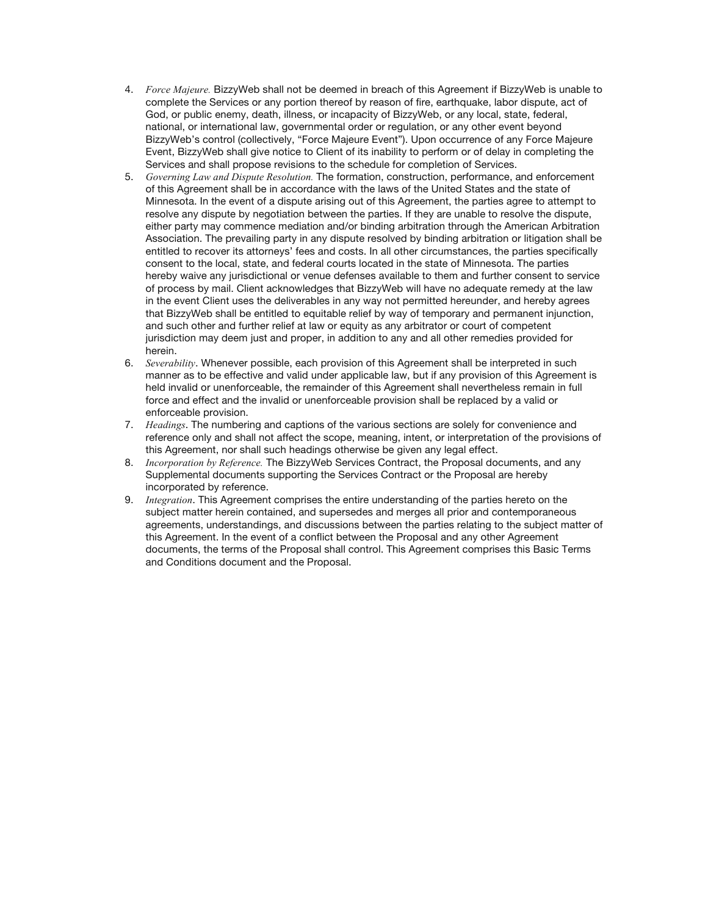4. *Force Majeure.* BizzyWeb shall not be deemed in breach of this Agreement if BizzyWeb is unable to complete the Services or any portion thereof by reason of fire, earthquake, labor dispute, act of God, or public enemy, death, illness, or incapacity of BizzyWeb, or any local, state, federal, national, or international law, governmental order or regulation, or any other event beyond BizzyWeb's control (collectively, "Force Majeure Event"). Upon occurrence of any Force Majeure Event, BizzyWeb shall give notice to Client of its inability to perform or of delay in completing the Services and shall propose revisions to the schedule for completion of Services.
5. *Governing Law and Dispute Resolution.* The formation, construction, performance, and enforcement of this Agreement shall be in accordance with the laws of the United States and the state of Minnesota. In the event of a dispute arising out of this Agreement, the parties agree to attempt to resolve any dispute by negotiation between the parties. If they are unable to resolve the dispute, either party may commence mediation and/or binding arbitration through the American Arbitration Association. The prevailing party in any dispute resolved by binding arbitration or litigation shall be entitled to recover its attorneys' fees and costs. In all other circumstances, the parties specifically consent to the local, state, and federal courts located in the state of Minnesota. The parties hereby waive any jurisdictional or venue defenses available to them and further consent to service of process by mail. Client acknowledges that BizzyWeb will have no adequate remedy at the law in the event Client uses the deliverables in any way not permitted hereunder, and hereby agrees that BizzyWeb shall be entitled to equitable relief by way of temporary and permanent injunction, and such other and further relief at law or equity as any arbitrator or court of competent jurisdiction may deem just and proper, in addition to any and all other remedies provided for herein.
6. *Severability*. Whenever possible, each provision of this Agreement shall be interpreted in such manner as to be effective and valid under applicable law, but if any provision of this Agreement is held invalid or unenforceable, the remainder of this Agreement shall nevertheless remain in full force and effect and the invalid or unenforceable provision shall be replaced by a valid or enforceable provision.
7. *Headings*. The numbering and captions of the various sections are solely for convenience and reference only and shall not affect the scope, meaning, intent, or interpretation of the provisions of this Agreement, nor shall such headings otherwise be given any legal effect.
8. *Incorporation by Reference.* The BizzyWeb Services Contract, the Proposal documents, and any Supplemental documents supporting the Services Contract or the Proposal are hereby incorporated by reference.
9. *Integration*. This Agreement comprises the entire understanding of the parties hereto on the subject matter herein contained, and supersedes and merges all prior and contemporaneous agreements, understandings, and discussions between the parties relating to the subject matter of this Agreement. In the event of a conflict between the Proposal and any other Agreement documents, the terms of the Proposal shall control. This Agreement comprises this Basic Terms and Conditions document and the Proposal.